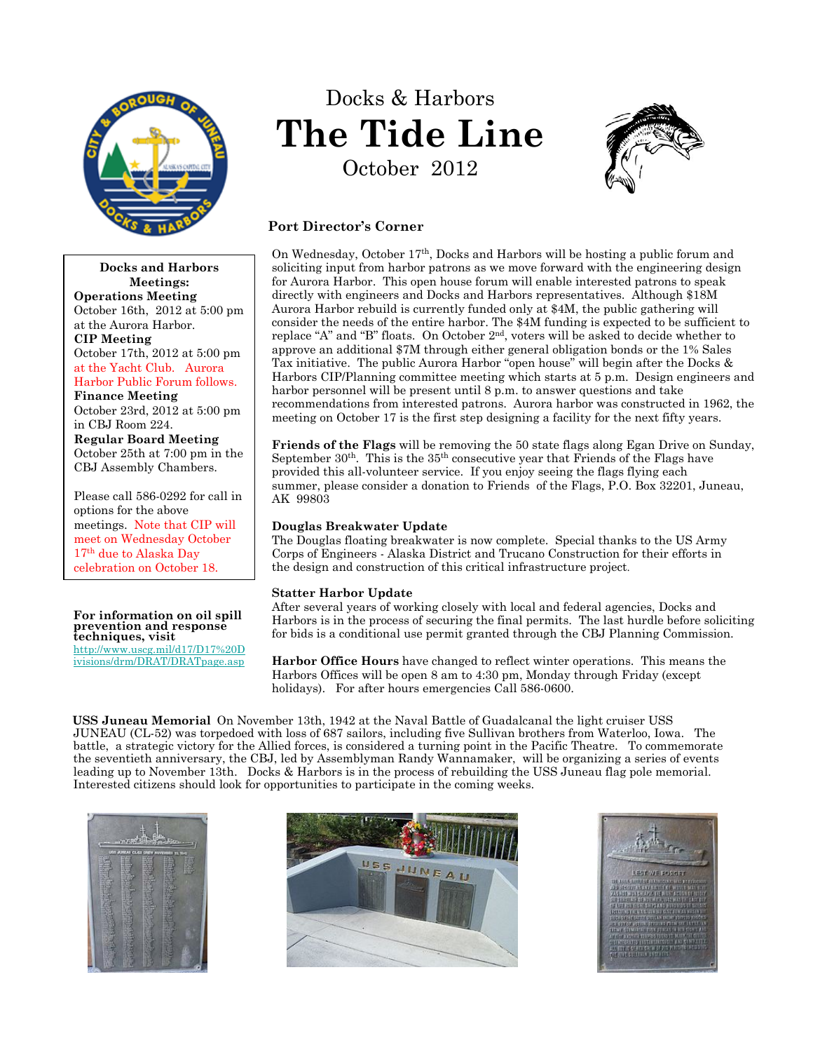# Docks & Harbors

# The Tide Line

October 2012

**Docks and Harbors Meetings:**

**Operations Meeting**
October 16th, 2012 at 5:00 pm at the Aurora Harbor.

**CIP Meeting**
October 17th, 2012 at 5:00 pm at the Yacht Club. Aurora Harbor Public Forum follows.

**Finance Meeting**
October 23rd, 2012 at 5:00 pm in CBJ Room 224.

**Regular Board Meeting**
October 25th at 7:00 pm in the CBJ Assembly Chambers.

Please call 586-0292 for call in options for the above meetings. Note that CIP will meet on Wednesday October 17th due to Alaska Day celebration on October 18.

**For information on oil spill prevention and response techniques, visit**
http://www.uscg.mil/d17/D17%20Divisions/drm/DRAT/DRATpage.asp

## Port Director's Corner

On Wednesday, October 17th, Docks and Harbors will be hosting a public forum and soliciting input from harbor patrons as we move forward with the engineering design for Aurora Harbor. This open house forum will enable interested patrons to speak directly with engineers and Docks and Harbors representatives. Although $18M Aurora Harbor rebuild is currently funded only at $4M, the public gathering will consider the needs of the entire harbor. The $4M funding is expected to be sufficient to replace "A" and "B" floats. On October 2nd, voters will be asked to decide whether to approve an additional $7M through either general obligation bonds or the 1% Sales Tax initiative. The public Aurora Harbor "open house" will begin after the Docks & Harbors CIP/Planning committee meeting which starts at 5 p.m. Design engineers and harbor personnel will be present until 8 p.m. to answer questions and take recommendations from interested patrons. Aurora harbor was constructed in 1962, the meeting on October 17 is the first step designing a facility for the next fifty years.

**Friends of the Flags** will be removing the 50 state flags along Egan Drive on Sunday, September 30th. This is the 35th consecutive year that Friends of the Flags have provided this all-volunteer service. If you enjoy seeing the flags flying each summer, please consider a donation to Friends of the Flags, P.O. Box 32201, Juneau, AK 99803

**Douglas Breakwater Update**
The Douglas floating breakwater is now complete. Special thanks to the US Army Corps of Engineers - Alaska District and Trucano Construction for their efforts in the design and construction of this critical infrastructure project.

**Statter Harbor Update**
After several years of working closely with local and federal agencies, Docks and Harbors is in the process of securing the final permits. The last hurdle before soliciting for bids is a conditional use permit granted through the CBJ Planning Commission.

**Harbor Office Hours** have changed to reflect winter operations. This means the Harbors Offices will be open 8 am to 4:30 pm, Monday through Friday (except holidays). For after hours emergencies Call 586-0600.

**USS Juneau Memorial** On November 13th, 1942 at the Naval Battle of Guadalcanal the light cruiser USS JUNEAU (CL-52) was torpedoed with loss of 687 sailors, including five Sullivan brothers from Waterloo, Iowa. The battle, a strategic victory for the Allied forces, is considered a turning point in the Pacific Theatre. To commemorate the seventieth anniversary, the CBJ, led by Assemblyman Randy Wannamaker, will be organizing a series of events leading up to November 13th. Docks & Harbors is in the process of rebuilding the USS Juneau flag pole memorial. Interested citizens should look for opportunities to participate in the coming weeks.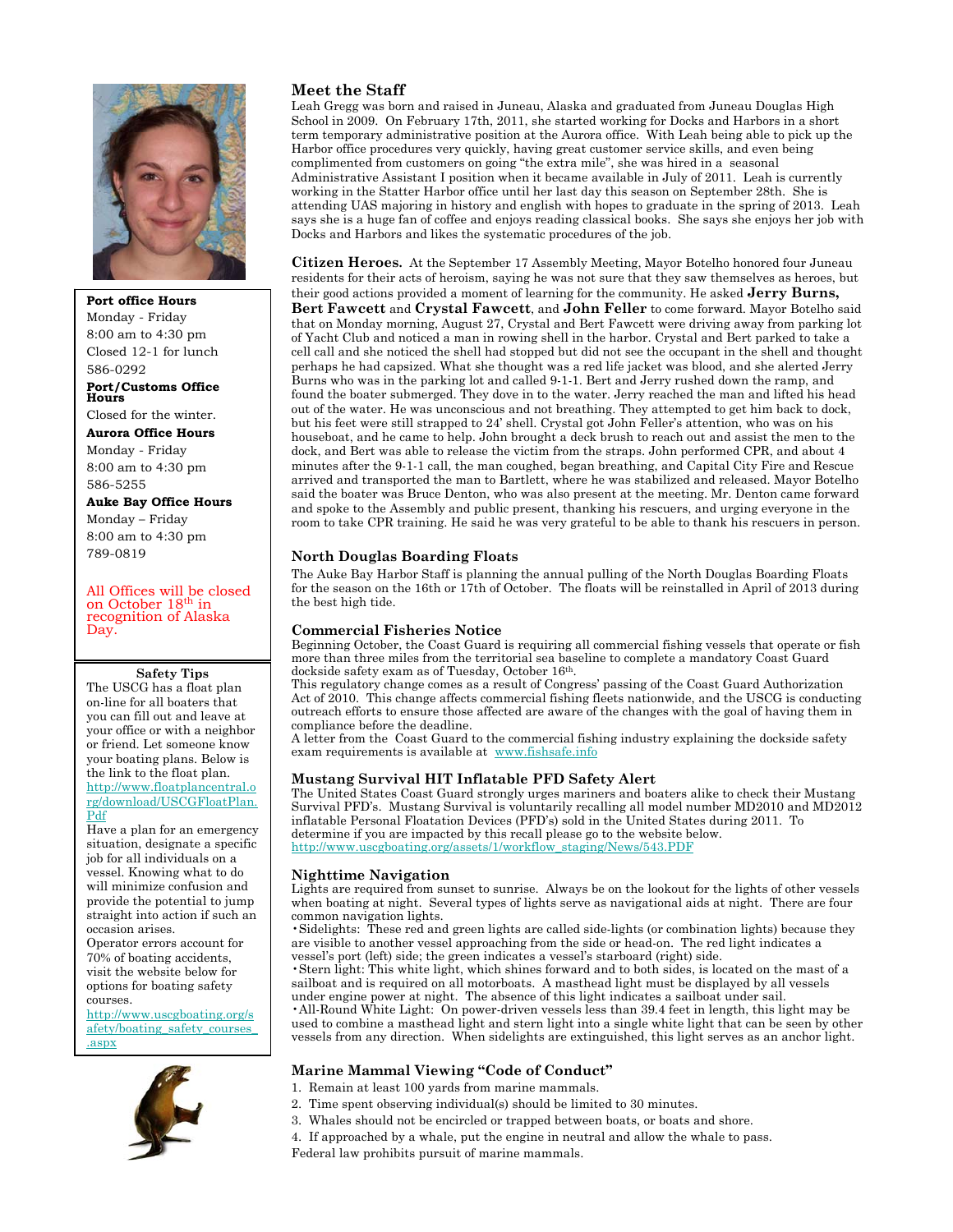## Meet the Staff

Leah Gregg was born and raised in Juneau, Alaska and graduated from Juneau Douglas High School in 2009. On February 17th, 2011, she started working for Docks and Harbors in a short term temporary administrative position at the Aurora office. With Leah being able to pick up the Harbor office procedures very quickly, having great customer service skills, and even being complimented from customers on going "the extra mile", she was hired in a seasonal Administrative Assistant I position when it became available in July of 2011. Leah is currently working in the Statter Harbor office until her last day this season on September 28th. She is attending UAS majoring in history and english with hopes to graduate in the spring of 2013. Leah says she is a huge fan of coffee and enjoys reading classical books. She says she enjoys her job with Docks and Harbors and likes the systematic procedures of the job.

**Citizen Heroes.** At the September 17 Assembly Meeting, Mayor Botelho honored four Juneau residents for their acts of heroism, saying he was not sure that they saw themselves as heroes, but their good actions provided a moment of learning for the community. He asked **Jerry Burns, Bert Fawcett** and **Crystal Fawcett**, and **John Feller** to come forward. Mayor Botelho said that on Monday morning, August 27, Crystal and Bert Fawcett were driving away from parking lot of Yacht Club and noticed a man in rowing shell in the harbor. Crystal and Bert parked to take a cell call and she noticed the shell had stopped but did not see the occupant in the shell and thought perhaps he had capsized. What she thought was a red life jacket was blood, and she alerted Jerry Burns who was in the parking lot and called 9-1-1. Bert and Jerry rushed down the ramp, and found the boater submerged. They dove in to the water. Jerry reached the man and lifted his head out of the water. He was unconscious and not breathing. They attempted to get him back to dock, but his feet were still strapped to 24' shell. Crystal got John Feller's attention, who was on his houseboat, and he came to help. John brought a deck brush to reach out and assist the men to the dock, and Bert was able to release the victim from the straps. John performed CPR, and about 4 minutes after the 9-1-1 call, the man coughed, began breathing, and Capital City Fire and Rescue arrived and transported the man to Bartlett, where he was stabilized and released. Mayor Botelho said the boater was Bruce Denton, who was also present at the meeting. Mr. Denton came forward and spoke to the Assembly and public present, thanking his rescuers, and urging everyone in the room to take CPR training. He said he was very grateful to be able to thank his rescuers in person.

## North Douglas Boarding Floats

The Auke Bay Harbor Staff is planning the annual pulling of the North Douglas Boarding Floats for the season on the 16th or 17th of October. The floats will be reinstalled in April of 2013 during the best high tide.

## Commercial Fisheries Notice

Beginning October, the Coast Guard is requiring all commercial fishing vessels that operate or fish more than three miles from the territorial sea baseline to complete a mandatory Coast Guard dockside safety exam as of Tuesday, October 16th.

This regulatory change comes as a result of Congress' passing of the Coast Guard Authorization Act of 2010. This change affects commercial fishing fleets nationwide, and the USCG is conducting outreach efforts to ensure those affected are aware of the changes with the goal of having them in compliance before the deadline.

A letter from the Coast Guard to the commercial fishing industry explaining the dockside safety exam requirements is available at www.fishsafe.info

## Mustang Survival HIT Inflatable PFD Safety Alert

The United States Coast Guard strongly urges mariners and boaters alike to check their Mustang Survival PFD's. Mustang Survival is voluntarily recalling all model number MD2010 and MD2012 inflatable Personal Floatation Devices (PFD's) sold in the United States during 2011. To determine if you are impacted by this recall please go to the website below.
http://www.uscgboating.org/assets/1/workflow_staging/News/543.PDF

## Nighttime Navigation

Lights are required from sunset to sunrise. Always be on the lookout for the lights of other vessels when boating at night. Several types of lights serve as navigational aids at night. There are four common navigation lights.

- Sidelights: These red and green lights are called side-lights (or combination lights) because they are visible to another vessel approaching from the side or head-on. The red light indicates a vessel's port (left) side; the green indicates a vessel's starboard (right) side.
- Stern light: This white light, which shines forward and to both sides, is located on the mast of a sailboat and is required on all motorboats. A masthead light must be displayed by all vessels under engine power at night. The absence of this light indicates a sailboat under sail.
- All-Round White Light: On power-driven vessels less than 39.4 feet in length, this light may be used to combine a masthead light and stern light into a single white light that can be seen by other vessels from any direction. When sidelights are extinguished, this light serves as an anchor light.

## Marine Mammal Viewing "Code of Conduct"

1. Remain at least 100 yards from marine mammals.
2. Time spent observing individual(s) should be limited to 30 minutes.
3. Whales should not be encircled or trapped between boats, or boats and shore.
4. If approached by a whale, put the engine in neutral and allow the whale to pass.

Federal law prohibits pursuit of marine mammals.

**Port office Hours**
Monday - Friday
8:00 am to 4:30 pm
Closed 12-1 for lunch
586-0292

**Port/Customs Office Hours**
Closed for the winter.

**Aurora Office Hours**
Monday - Friday
8:00 am to 4:30 pm
586-5255

**Auke Bay Office Hours**
Monday – Friday
8:00 am to 4:30 pm
789-0819

All Offices will be closed on October 18th in recognition of Alaska Day.

**Safety Tips**

The USCG has a float plan on-line for all boaters that you can fill out and leave at your office or with a neighbor or friend. Let someone know your boating plans. Below is the link to the float plan.
http://www.floatplancentral.org/download/USCGFloatPlan.Pdf

Have a plan for an emergency situation, designate a specific job for all individuals on a vessel. Knowing what to do will minimize confusion and provide the potential to jump straight into action if such an occasion arises.

Operator errors account for 70% of boating accidents, visit the website below for options for boating safety courses.
http://www.uscgboating.org/safety/boating_safety_courses_.aspx